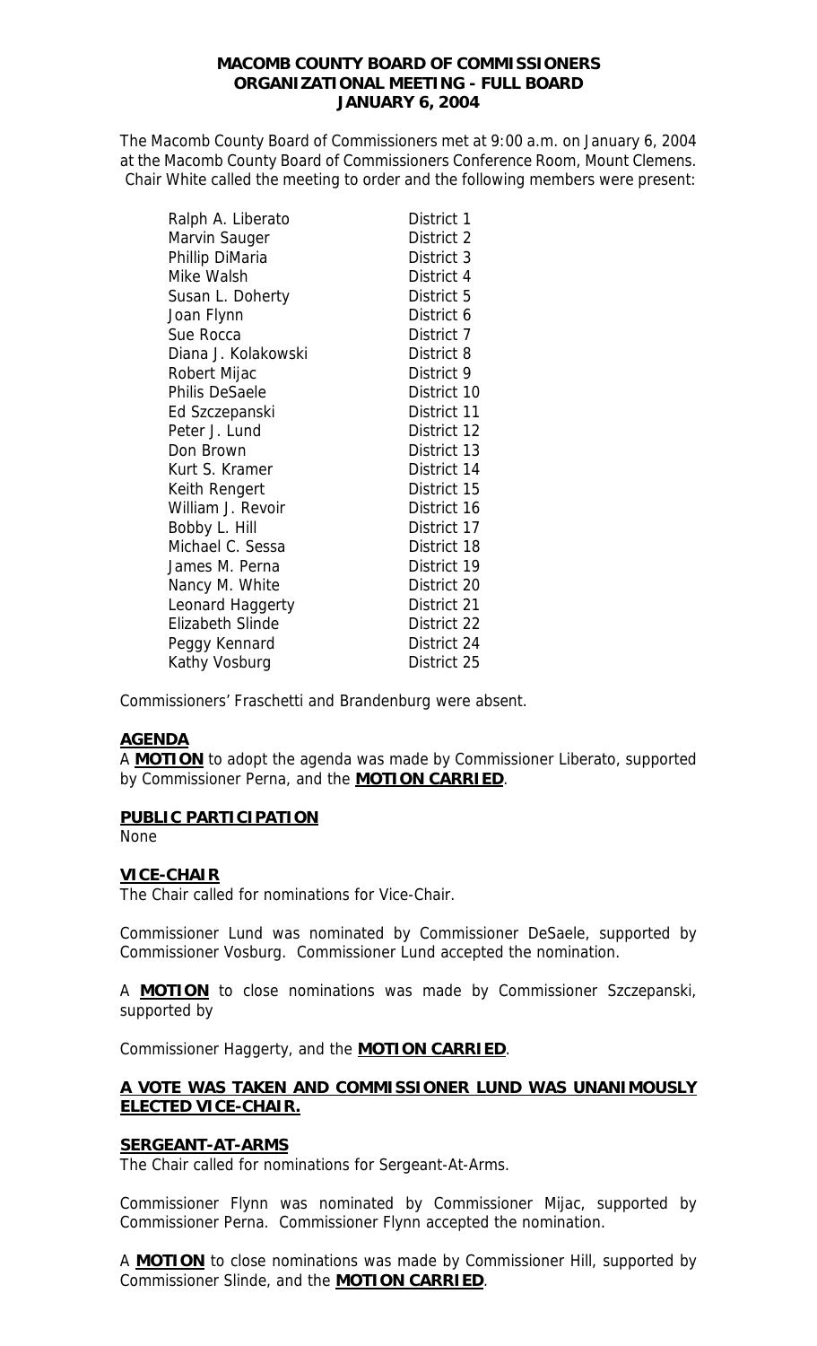**MACOMB COUNTY BOARD OF COMMISSIONERS**
**ORGANIZATIONAL MEETING - FULL BOARD**
**JANUARY 6, 2004**

The Macomb County Board of Commissioners met at 9:00 a.m. on January 6, 2004 at the Macomb County Board of Commissioners Conference Room, Mount Clemens. Chair White called the meeting to order and the following members were present:

| | |
|---|---|
| Ralph A. Liberato | District 1 |
| Marvin Sauger | District 2 |
| Phillip DiMaria | District 3 |
| Mike Walsh | District 4 |
| Susan L. Doherty | District 5 |
| Joan Flynn | District 6 |
| Sue Rocca | District 7 |
| Diana J. Kolakowski | District 8 |
| Robert Mijac | District 9 |
| Philis DeSaele | District 10 |
| Ed Szczepanski | District 11 |
| Peter J. Lund | District 12 |
| Don Brown | District 13 |
| Kurt S. Kramer | District 14 |
| Keith Rengert | District 15 |
| William J. Revoir | District 16 |
| Bobby L. Hill | District 17 |
| Michael C. Sessa | District 18 |
| James M. Perna | District 19 |
| Nancy M. White | District 20 |
| Leonard Haggerty | District 21 |
| Elizabeth Slinde | District 22 |
| Peggy Kennard | District 24 |
| Kathy Vosburg | District 25 |

Commissioners' Fraschetti and Brandenburg were absent.

**AGENDA**

A **MOTION** to adopt the agenda was made by Commissioner Liberato, supported by Commissioner Perna, and the **MOTION CARRIED**.

**PUBLIC PARTICIPATION**

None

**VICE-CHAIR**

The Chair called for nominations for Vice-Chair.

Commissioner Lund was nominated by Commissioner DeSaele, supported by Commissioner Vosburg. Commissioner Lund accepted the nomination.

A **MOTION** to close nominations was made by Commissioner Szczepanski, supported by

Commissioner Haggerty, and the **MOTION CARRIED**.

**A VOTE WAS TAKEN AND COMMISSIONER LUND WAS UNANIMOUSLY ELECTED VICE-CHAIR.**

**SERGEANT-AT-ARMS**

The Chair called for nominations for Sergeant-At-Arms.

Commissioner Flynn was nominated by Commissioner Mijac, supported by Commissioner Perna. Commissioner Flynn accepted the nomination.

A **MOTION** to close nominations was made by Commissioner Hill, supported by Commissioner Slinde, and the **MOTION CARRIED**.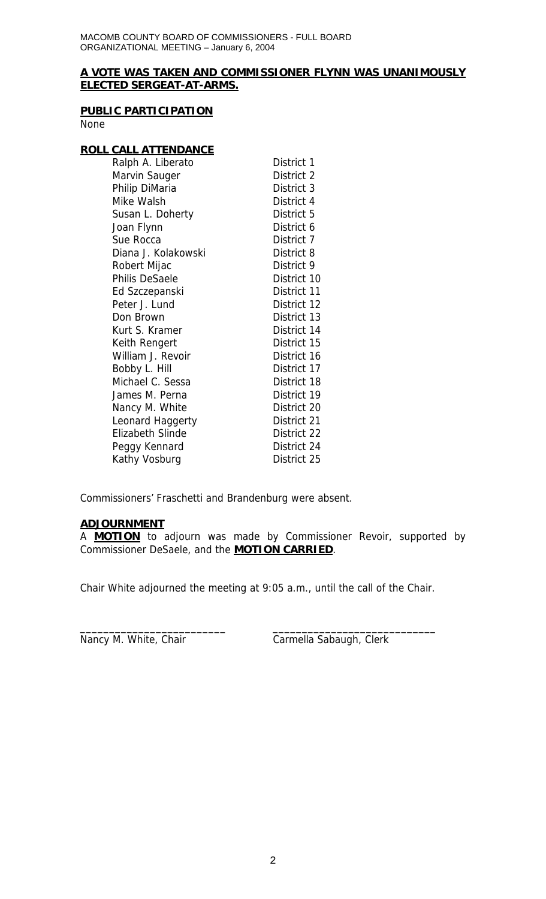**A VOTE WAS TAKEN AND COMMISSIONER FLYNN WAS UNANIMOUSLY ELECTED SERGEAT-AT-ARMS.**

**PUBLIC PARTICIPATION**

None

**ROLL CALL ATTENDANCE**

| | |
|---|---|
| Ralph A. Liberato | District 1 |
| Marvin Sauger | District 2 |
| Philip DiMaria | District 3 |
| Mike Walsh | District 4 |
| Susan L. Doherty | District 5 |
| Joan Flynn | District 6 |
| Sue Rocca | District 7 |
| Diana J. Kolakowski | District 8 |
| Robert Mijac | District 9 |
| Philis DeSaele | District 10 |
| Ed Szczepanski | District 11 |
| Peter J. Lund | District 12 |
| Don Brown | District 13 |
| Kurt S. Kramer | District 14 |
| Keith Rengert | District 15 |
| William J. Revoir | District 16 |
| Bobby L. Hill | District 17 |
| Michael C. Sessa | District 18 |
| James M. Perna | District 19 |
| Nancy M. White | District 20 |
| Leonard Haggerty | District 21 |
| Elizabeth Slinde | District 22 |
| Peggy Kennard | District 24 |
| Kathy Vosburg | District 25 |

Commissioners' Fraschetti and Brandenburg were absent.

**ADJOURNMENT**

A **MOTION** to adjourn was made by Commissioner Revoir, supported by Commissioner DeSaele, and the **MOTION CARRIED**.

Chair White adjourned the meeting at 9:05 a.m., until the call of the Chair.

_________________________ _____________________________

Nancy M. White, Chair Carmella Sabaugh, Clerk